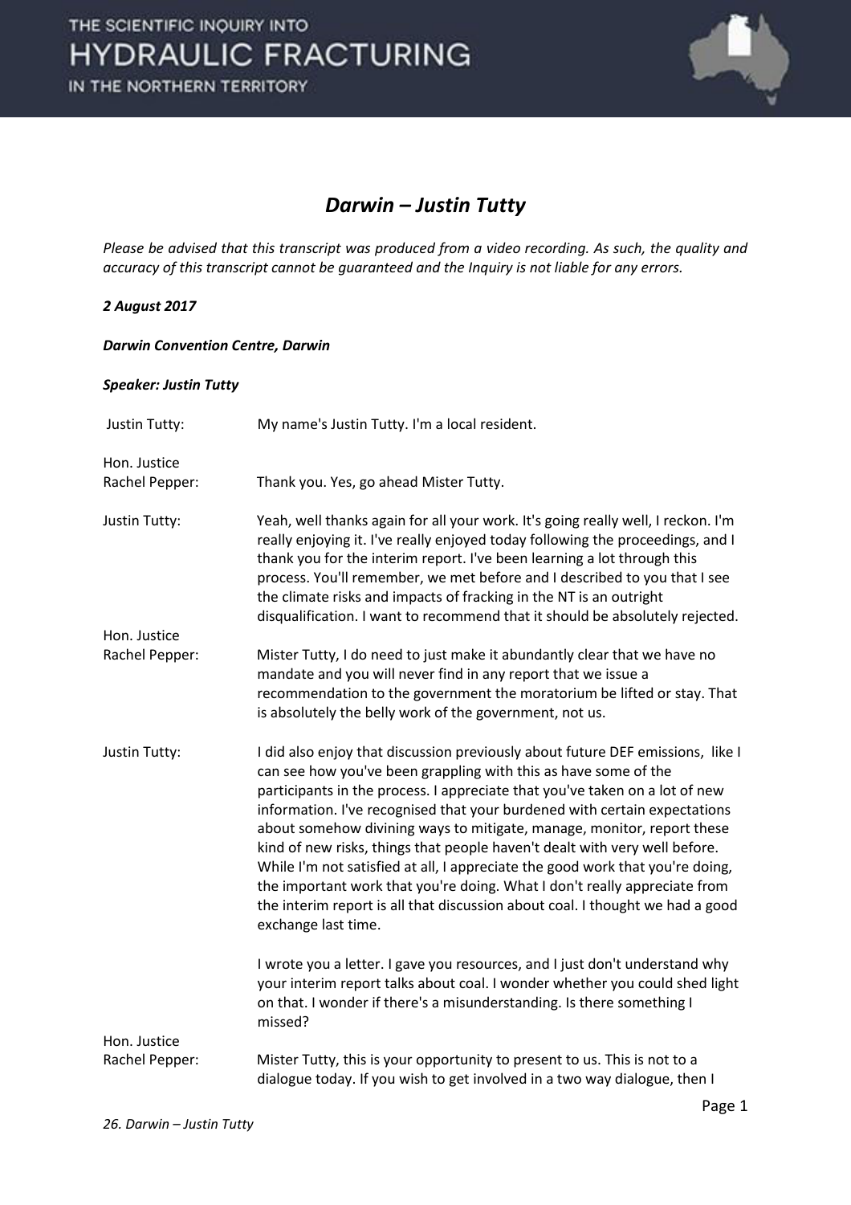# *Darwin – Justin Tutty*

*Please be advised that this transcript was produced from a video recording. As such, the quality and accuracy of this transcript cannot be guaranteed and the Inquiry is not liable for any errors.*

***2 August 2017***

***Darwin Convention Centre, Darwin***

***Speaker: Justin Tutty***

| | |
|---|---|
| Justin Tutty: | My name's Justin Tutty. I'm a local resident. |
| Hon. Justice Rachel Pepper: | Thank you. Yes, go ahead Mister Tutty. |
| Justin Tutty: | Yeah, well thanks again for all your work. It's going really well, I reckon. I'm really enjoying it. I've really enjoyed today following the proceedings, and I thank you for the interim report. I've been learning a lot through this process. You'll remember, we met before and I described to you that I see the climate risks and impacts of fracking in the NT is an outright disqualification. I want to recommend that it should be absolutely rejected. |
| Hon. Justice Rachel Pepper: | Mister Tutty, I do need to just make it abundantly clear that we have no mandate and you will never find in any report that we issue a recommendation to the government the moratorium be lifted or stay. That is absolutely the belly work of the government, not us. |
| Justin Tutty: | I did also enjoy that discussion previously about future DEF emissions, like I can see how you've been grappling with this as have some of the participants in the process. I appreciate that you've taken on a lot of new information. I've recognised that your burdened with certain expectations about somehow divining ways to mitigate, manage, monitor, report these kind of new risks, things that people haven't dealt with very well before. While I'm not satisfied at all, I appreciate the good work that you're doing, the important work that you're doing. What I don't really appreciate from the interim report is all that discussion about coal. I thought we had a good exchange last time.<br><br>I wrote you a letter. I gave you resources, and I just don't understand why your interim report talks about coal. I wonder whether you could shed light on that. I wonder if there's a misunderstanding. Is there something I missed? |
| Hon. Justice Rachel Pepper: | Mister Tutty, this is your opportunity to present to us. This is not to a dialogue today. If you wish to get involved in a two way dialogue, then I |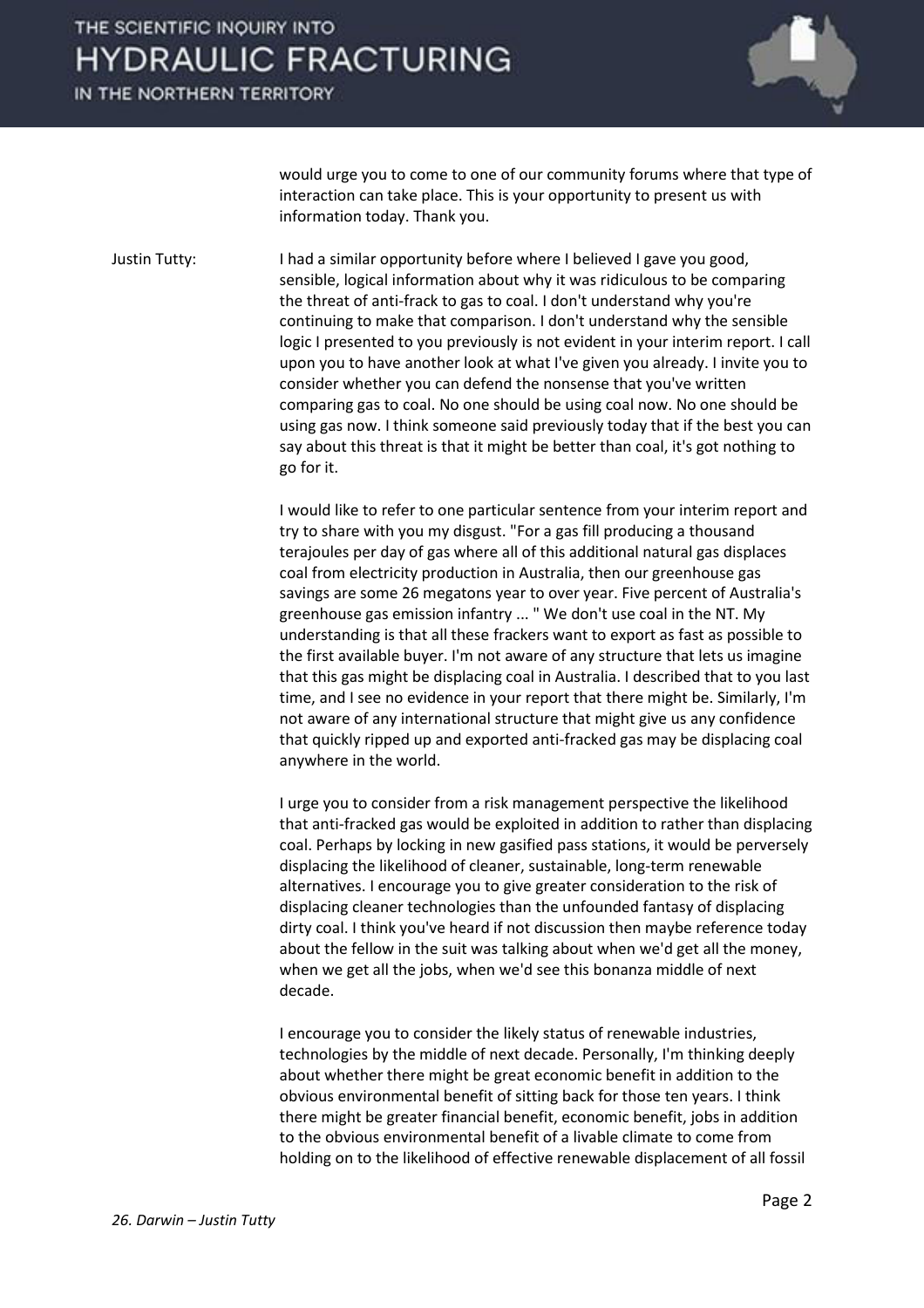would urge you to come to one of our community forums where that type of interaction can take place. This is your opportunity to present us with information today. Thank you.

Justin Tutty: I had a similar opportunity before where I believed I gave you good, sensible, logical information about why it was ridiculous to be comparing the threat of anti-frack to gas to coal. I don't understand why you're continuing to make that comparison. I don't understand why the sensible logic I presented to you previously is not evident in your interim report. I call upon you to have another look at what I've given you already. I invite you to consider whether you can defend the nonsense that you've written comparing gas to coal. No one should be using coal now. No one should be using gas now. I think someone said previously today that if the best you can say about this threat is that it might be better than coal, it's got nothing to go for it.

I would like to refer to one particular sentence from your interim report and try to share with you my disgust. "For a gas fill producing a thousand terajoules per day of gas where all of this additional natural gas displaces coal from electricity production in Australia, then our greenhouse gas savings are some 26 megatons year to over year. Five percent of Australia's greenhouse gas emission infantry ... " We don't use coal in the NT. My understanding is that all these frackers want to export as fast as possible to the first available buyer. I'm not aware of any structure that lets us imagine that this gas might be displacing coal in Australia. I described that to you last time, and I see no evidence in your report that there might be. Similarly, I'm not aware of any international structure that might give us any confidence that quickly ripped up and exported anti-fracked gas may be displacing coal anywhere in the world.

I urge you to consider from a risk management perspective the likelihood that anti-fracked gas would be exploited in addition to rather than displacing coal. Perhaps by locking in new gasified pass stations, it would be perversely displacing the likelihood of cleaner, sustainable, long-term renewable alternatives. I encourage you to give greater consideration to the risk of displacing cleaner technologies than the unfounded fantasy of displacing dirty coal. I think you've heard if not discussion then maybe reference today about the fellow in the suit was talking about when we'd get all the money, when we get all the jobs, when we'd see this bonanza middle of next decade.

I encourage you to consider the likely status of renewable industries, technologies by the middle of next decade. Personally, I'm thinking deeply about whether there might be great economic benefit in addition to the obvious environmental benefit of sitting back for those ten years. I think there might be greater financial benefit, economic benefit, jobs in addition to the obvious environmental benefit of a livable climate to come from holding on to the likelihood of effective renewable displacement of all fossil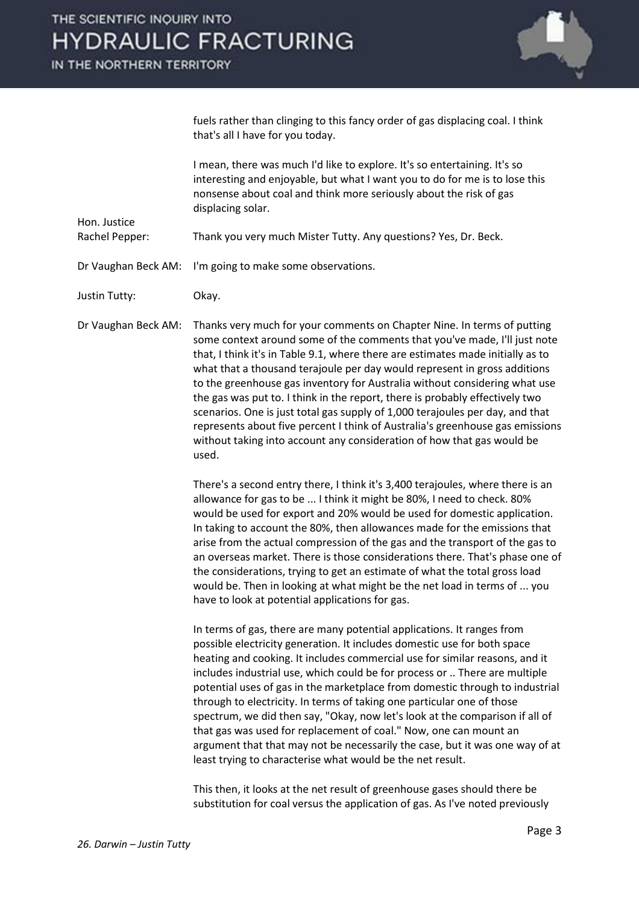fuels rather than clinging to this fancy order of gas displacing coal. I think that's all I have for you today.

I mean, there was much I'd like to explore. It's so entertaining. It's so interesting and enjoyable, but what I want you to do for me is to lose this nonsense about coal and think more seriously about the risk of gas displacing solar.

**Hon. Justice Rachel Pepper:** Thank you very much Mister Tutty. Any questions? Yes, Dr. Beck.

**Dr Vaughan Beck AM:** I'm going to make some observations.

**Justin Tutty:** Okay.

**Dr Vaughan Beck AM:** Thanks very much for your comments on Chapter Nine. In terms of putting some context around some of the comments that you've made, I'll just note that, I think it's in Table 9.1, where there are estimates made initially as to what that a thousand terajoule per day would represent in gross additions to the greenhouse gas inventory for Australia without considering what use the gas was put to. I think in the report, there is probably effectively two scenarios. One is just total gas supply of 1,000 terajoules per day, and that represents about five percent I think of Australia's greenhouse gas emissions without taking into account any consideration of how that gas would be used.

There's a second entry there, I think it's 3,400 terajoules, where there is an allowance for gas to be ... I think it might be 80%, I need to check. 80% would be used for export and 20% would be used for domestic application. In taking to account the 80%, then allowances made for the emissions that arise from the actual compression of the gas and the transport of the gas to an overseas market. There is those considerations there. That's phase one of the considerations, trying to get an estimate of what the total gross load would be. Then in looking at what might be the net load in terms of ... you have to look at potential applications for gas.

In terms of gas, there are many potential applications. It ranges from possible electricity generation. It includes domestic use for both space heating and cooking. It includes commercial use for similar reasons, and it includes industrial use, which could be for process or .. There are multiple potential uses of gas in the marketplace from domestic through to industrial through to electricity. In terms of taking one particular one of those spectrum, we did then say, "Okay, now let's look at the comparison if all of that gas was used for replacement of coal." Now, one can mount an argument that that may not be necessarily the case, but it was one way of at least trying to characterise what would be the net result.

This then, it looks at the net result of greenhouse gases should there be substitution for coal versus the application of gas. As I've noted previously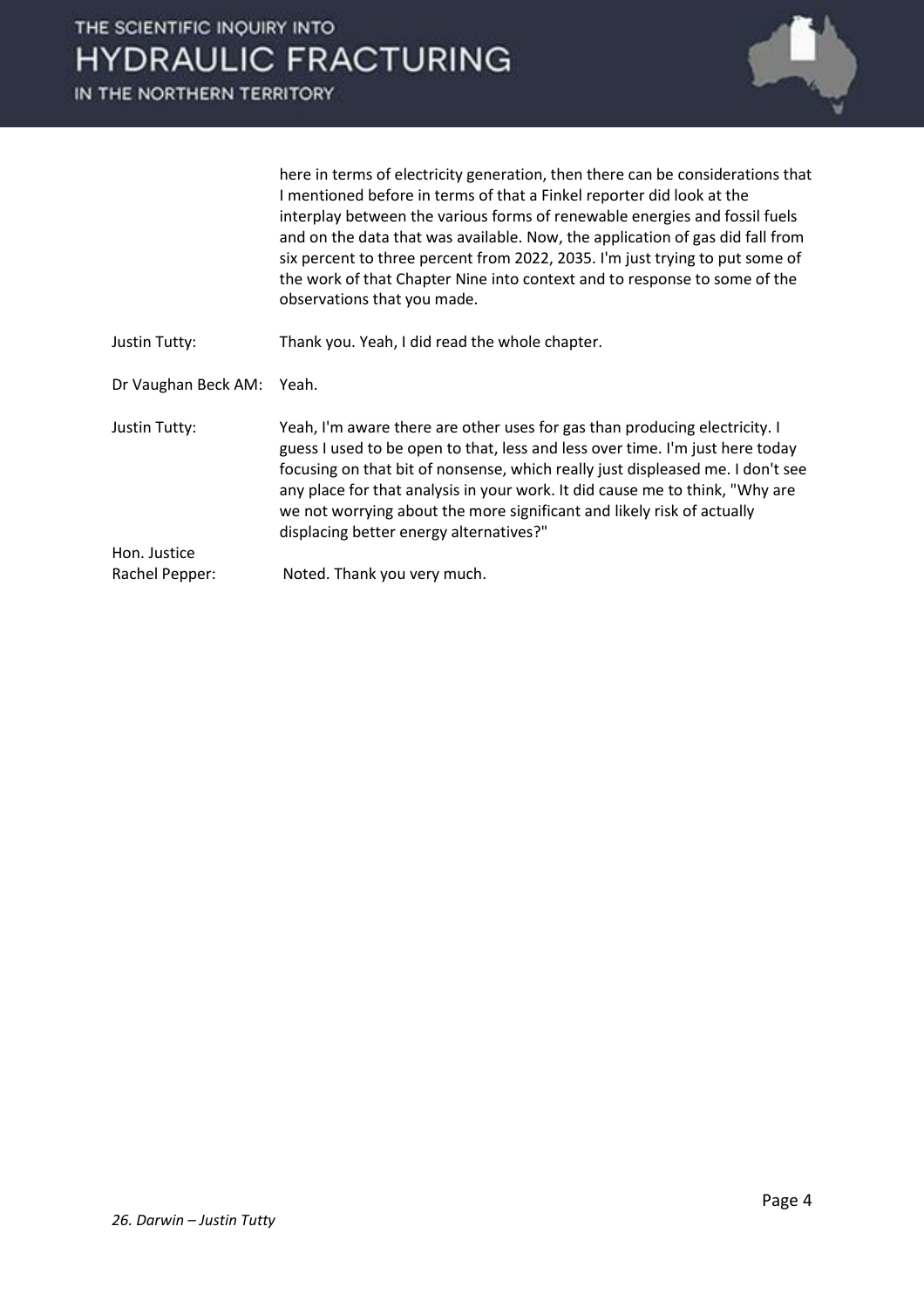here in terms of electricity generation, then there can be considerations that I mentioned before in terms of that a Finkel reporter did look at the interplay between the various forms of renewable energies and fossil fuels and on the data that was available. Now, the application of gas did fall from six percent to three percent from 2022, 2035. I'm just trying to put some of the work of that Chapter Nine into context and to response to some of the observations that you made.

Justin Tutty: Thank you. Yeah, I did read the whole chapter.

Dr Vaughan Beck AM: Yeah.

Justin Tutty: Yeah, I'm aware there are other uses for gas than producing electricity. I guess I used to be open to that, less and less over time. I'm just here today focusing on that bit of nonsense, which really just displeased me. I don't see any place for that analysis in your work. It did cause me to think, "Why are we not worrying about the more significant and likely risk of actually displacing better energy alternatives?"

Hon. Justice Rachel Pepper: Noted. Thank you very much.